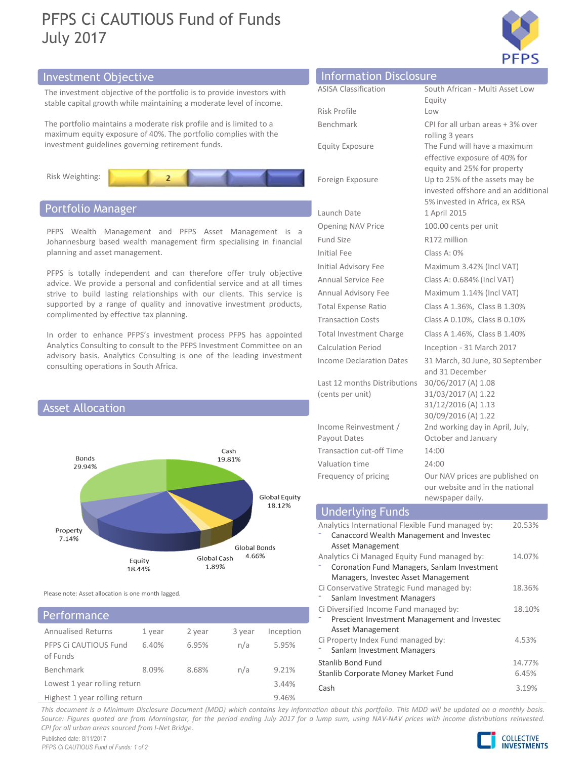# PFPS Ci CAUTIOUS Fund of Funds
July 2017

## Investment Objective

The investment objective of the portfolio is to provide investors with stable capital growth while maintaining a moderate level of income.

The portfolio maintains a moderate risk profile and is limited to a maximum equity exposure of 40%. The portfolio complies with the investment guidelines governing retirement funds.

Risk Weighting: 2

## Portfolio Manager

PFPS Wealth Management and PFPS Asset Management is a Johannesburg based wealth management firm specialising in financial planning and asset management.

PFPS is totally independent and can therefore offer truly objective advice. We provide a personal and confidential service and at all times strive to build lasting relationships with our clients. This service is supported by a range of quality and innovative investment products, complimented by effective tax planning.

In order to enhance PFPS's investment process PFPS has appointed Analytics Consulting to consult to the PFPS Investment Committee on an advisory basis. Analytics Consulting is one of the leading investment consulting operations in South Africa.

## Asset Allocation

| Asset | Allocation |
|---|---|
| Cash | 19.81% |
| Global Equity | 18.12% |
| Global Bonds | 4.66% |
| Global Cash | 1.89% |
| Equity | 18.44% |
| Property | 7.14% |
| Bonds | 29.94% |

Please note: Asset allocation is one month lagged.

## Performance

| Annualised Returns | 1 year | 2 year | 3 year | Inception |
|---|---|---|---|---|
| PFPS Ci CAUTIOUS Fund of Funds | 6.40% | 6.95% | n/a | 5.95% |
| Benchmark | 8.09% | 8.68% | n/a | 9.21% |
| Lowest 1 year rolling return | | | | 3.44% |
| Highest 1 year rolling return | | | | 9.46% |

## Information Disclosure

| | |
|---|---|
| ASISA Classification | South African - Multi Asset Low Equity |
| Risk Profile | Low |
| Benchmark | CPI for all urban areas + 3% over rolling 3 years |
| Equity Exposure | The Fund will have a maximum effective exposure of 40% for equity and 25% for property |
| Foreign Exposure | Up to 25% of the assets may be invested offshore and an additional 5% invested in Africa, ex RSA |
| Launch Date | 1 April 2015 |
| Opening NAV Price | 100.00 cents per unit |
| Fund Size | R172 million |
| Initial Fee | Class A: 0% |
| Initial Advisory Fee | Maximum 3.42% (Incl VAT) |
| Annual Service Fee | Class A: 0.684% (Incl VAT) |
| Annual Advisory Fee | Maximum 1.14% (Incl VAT) |
| Total Expense Ratio | Class A 1.36%, Class B 1.30% |
| Transaction Costs | Class A 0.10%, Class B 0.10% |
| Total Investment Charge | Class A 1.46%, Class B 1.40% |
| Calculation Period | Inception - 31 March 2017 |
| Income Declaration Dates | 31 March, 30 June, 30 September and 31 December |
| Last 12 months Distributions (cents per unit) | 30/06/2017 (A) 1.08<br>31/03/2017 (A) 1.22<br>31/12/2016 (A) 1.13<br>30/09/2016 (A) 1.22 |
| Income Reinvestment / Payout Dates | 2nd working day in April, July, October and January |
| Transaction cut-off Time | 14:00 |
| Valuation time | 24:00 |
| Frequency of pricing | Our NAV prices are published on our website and in the national newspaper daily. |

## Underlying Funds

| Fund | Weight |
|---|---|
| Analytics International Flexible Fund managed by:<br>- Canaccord Wealth Management and Investec Asset Management | 20.53% |
| Analytics Ci Managed Equity Fund managed by:<br>- Coronation Fund Managers, Sanlam Investment Managers, Investec Asset Management | 14.07% |
| Ci Conservative Strategic Fund managed by:<br>- Sanlam Investment Managers | 18.36% |
| Ci Diversified Income Fund managed by:<br>- Prescient Investment Management and Investec Asset Management | 18.10% |
| Ci Property Index Fund managed by:<br>- Sanlam Investment Managers | 4.53% |
| Stanlib Bond Fund | 14.77% |
| Stanlib Corporate Money Market Fund | 6.45% |
| Cash | 3.19% |

*This document is a Minimum Disclosure Document (MDD) which contains key information about this portfolio. This MDD will be updated on a monthly basis. Source: Figures quoted are from Morningstar, for the period ending July 2017 for a lump sum, using NAV-NAV prices with income distributions reinvested. CPI for all urban areas sourced from I-Net Bridge.*

Published date: 8/11/2017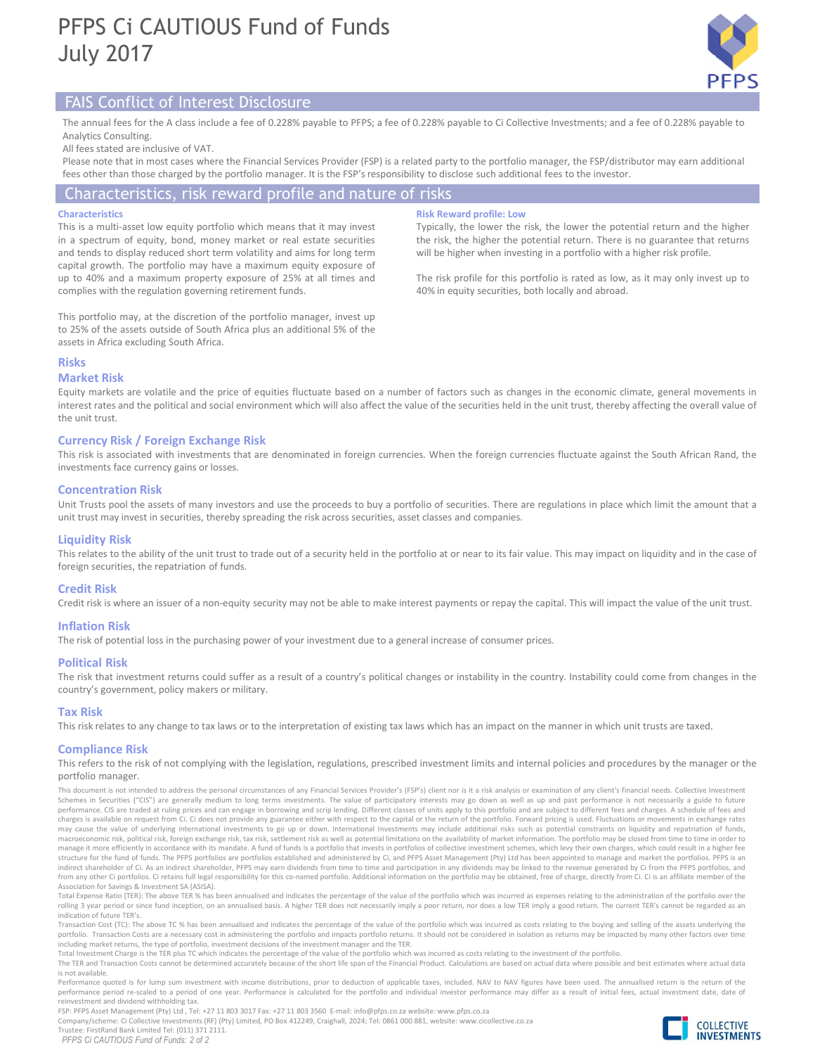# PFPS Ci CAUTIOUS Fund of Funds
# July 2017

## FAIS Conflict of Interest Disclosure

The annual fees for the A class include a fee of 0.228% payable to PFPS; a fee of 0.228% payable to Ci Collective Investments; and a fee of 0.228% payable to Analytics Consulting.

All fees stated are inclusive of VAT.

Please note that in most cases where the Financial Services Provider (FSP) is a related party to the portfolio manager, the FSP/distributor may earn additional fees other than those charged by the portfolio manager. It is the FSP's responsibility to disclose such additional fees to the investor.

## Characteristics, risk reward profile and nature of risks

### Characteristics

This is a multi-asset low equity portfolio which means that it may invest in a spectrum of equity, bond, money market or real estate securities and tends to display reduced short term volatility and aims for long term capital growth. The portfolio may have a maximum equity exposure of up to 40% and a maximum property exposure of 25% at all times and complies with the regulation governing retirement funds.

This portfolio may, at the discretion of the portfolio manager, invest up to 25% of the assets outside of South Africa plus an additional 5% of the assets in Africa excluding South Africa.

### Risk Reward profile: Low

Typically, the lower the risk, the lower the potential return and the higher the risk, the higher the potential return. There is no guarantee that returns will be higher when investing in a portfolio with a higher risk profile.

The risk profile for this portfolio is rated as low, as it may only invest up to 40% in equity securities, both locally and abroad.

### Risks

#### Market Risk

Equity markets are volatile and the price of equities fluctuate based on a number of factors such as changes in the economic climate, general movements in interest rates and the political and social environment which will also affect the value of the securities held in the unit trust, thereby affecting the overall value of the unit trust.

#### Currency Risk / Foreign Exchange Risk

This risk is associated with investments that are denominated in foreign currencies. When the foreign currencies fluctuate against the South African Rand, the investments face currency gains or losses.

#### Concentration Risk

Unit Trusts pool the assets of many investors and use the proceeds to buy a portfolio of securities. There are regulations in place which limit the amount that a unit trust may invest in securities, thereby spreading the risk across securities, asset classes and companies.

#### Liquidity Risk

This relates to the ability of the unit trust to trade out of a security held in the portfolio at or near to its fair value. This may impact on liquidity and in the case of foreign securities, the repatriation of funds.

#### Credit Risk

Credit risk is where an issuer of a non-equity security may not be able to make interest payments or repay the capital. This will impact the value of the unit trust.

#### Inflation Risk

The risk of potential loss in the purchasing power of your investment due to a general increase of consumer prices.

#### Political Risk

The risk that investment returns could suffer as a result of a country's political changes or instability in the country. Instability could come from changes in the country's government, policy makers or military.

#### Tax Risk

This risk relates to any change to tax laws or to the interpretation of existing tax laws which has an impact on the manner in which unit trusts are taxed.

#### Compliance Risk

This refers to the risk of not complying with the legislation, regulations, prescribed investment limits and internal policies and procedures by the manager or the portfolio manager.

This document is not intended to address the personal circumstances of any Financial Services Provider's (FSP's) client nor is it a risk analysis or examination of any client's financial needs. Collective Investment Schemes in Securities ("CIS") are generally medium to long terms investments. The value of participatory interests may go down as well as up and past performance is not necessarily a guide to future performance. CIS are traded at ruling prices and can engage in borrowing and scrip lending. Different classes of units apply to this portfolio and are subject to different fees and charges. A schedule of fees and charges is available on request from Ci. Ci does not provide any guarantee either with respect to the capital or the return of the portfolio. Forward pricing is used. Fluctuations or movements in exchange rates may cause the value of underlying international investments to go up or down. International Investments may include additional risks such as potential constraints on liquidity and repatriation of funds, macroeconomic risk, political risk, foreign exchange risk, tax risk, settlement risk as well as potential limitations on the availability of market information. The portfolio may be closed from time to time in order to manage it more efficiently in accordance with its mandate. A fund of funds is a portfolio that invests in portfolios of collective investment schemes, which levy their own charges, which could result in a higher fee structure for the fund of funds. The PFPS portfolios are portfolios established and administered by Ci, and PFPS Asset Management (Pty) Ltd has been appointed to manage and market the portfolios. PFPS is an indirect shareholder of Ci. As an indirect shareholder, PFPS may earn dividends from time to time and participation in any dividends may be linked to the revenue generated by Ci from the PFPS portfolios, and from any other Ci portfolios. Ci retains full legal responsibility for this co-named portfolio. Additional information on the portfolio may be obtained, free of charge, directly from Ci. Ci is an affiliate member of the Association for Savings & Investment SA (ASISA).

Total Expense Ratio (TER): The above TER % has been annualised and indicates the percentage of the value of the portfolio which was incurred as expenses relating to the administration of the portfolio over the rolling 3 year period or since fund inception, on an annualised basis. A higher TER does not necessarily imply a poor return, nor does a low TER imply a good return. The current TER's cannot be regarded as an indication of future TER's.

Transaction Cost (TC): The above TC % has been annualised and indicates the percentage of the value of the portfolio which was incurred as costs relating to the buying and selling of the assets underlying the portfolio. Transaction Costs are a necessary cost in administering the portfolio and impacts portfolio returns. It should not be considered in isolation as returns may be impacted by many other factors over time including market returns, the type of portfolio, investment decisions of the investment manager and the TER.

Total Investment Charge is the TER plus TC which indicates the percentage of the value of the portfolio which was incurred as costs relating to the investment of the portfolio.

The TER and Transaction Costs cannot be determined accurately because of the short life span of the Financial Product. Calculations are based on actual data where possible and best estimates where actual data is not available.

Performance quoted is for lump sum investment with income distributions, prior to deduction of applicable taxes, included. NAV to NAV figures have been used. The annualised return is the return of the performance period re-scaled to a period of one year. Performance is calculated for the portfolio and individual investor performance may differ as a result of initial fees, actual investment date, date of reinvestment and dividend withholding tax.

FSP: PFPS Asset Management (Pty) Ltd , Tel: +27 11 803 3017 Fax: +27 11 803 3560 E-mail: info@pfps.co.za website: www.pfps.co.za

Company/scheme: Ci Collective Investments (RF) (Pty) Limited, PO Box 412249, Craighall, 2024; Tel: 0861 000 881, website: www.cicollective.co.za

Trustee: FirstRand Bank Limited Tel: (011) 371 2111.